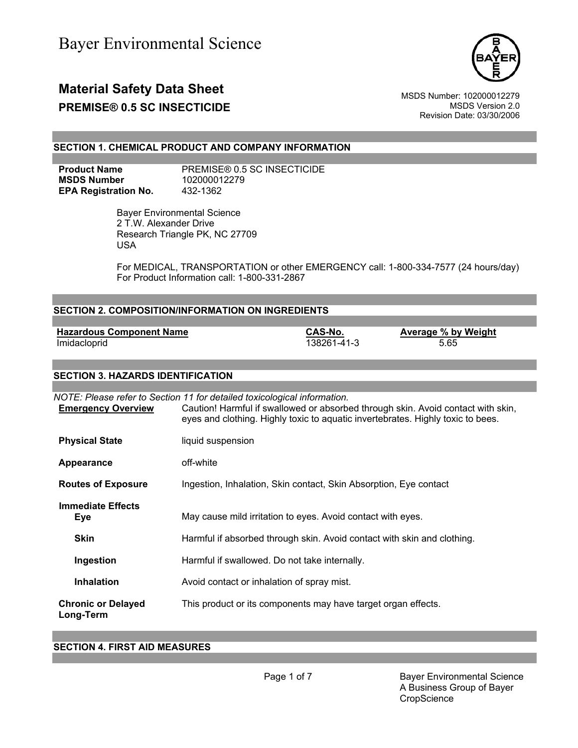Bayer Environmental Science

# Material Safety Data Sheet

## PREMISE® 0.5 SC INSECTICIDE

MSDS Number: 102000012279
MSDS Version 2.0
Revision Date: 03/30/2006

## SECTION 1. CHEMICAL PRODUCT AND COMPANY INFORMATION

**Product Name** PREMISE® 0.5 SC INSECTICIDE
**MSDS Number** 102000012279
**EPA Registration No.** 432-1362

Bayer Environmental Science
2 T.W. Alexander Drive
Research Triangle PK, NC 27709
USA

For MEDICAL, TRANSPORTATION or other EMERGENCY call: 1-800-334-7577 (24 hours/day)
For Product Information call: 1-800-331-2867

## SECTION 2. COMPOSITION/INFORMATION ON INGREDIENTS

| Hazardous Component Name | CAS-No. | Average % by Weight |
|---|---|---|
| Imidacloprid | 138261-41-3 | 5.65 |

## SECTION 3. HAZARDS IDENTIFICATION

*NOTE: Please refer to Section 11 for detailed toxicological information.*

**Emergency Overview** Caution! Harmful if swallowed or absorbed through skin. Avoid contact with skin, eyes and clothing. Highly toxic to aquatic invertebrates. Highly toxic to bees.

**Physical State** liquid suspension

**Appearance** off-white

**Routes of Exposure** Ingestion, Inhalation, Skin contact, Skin Absorption, Eye contact

**Immediate Effects**

**Eye** May cause mild irritation to eyes. Avoid contact with eyes.

**Skin** Harmful if absorbed through skin. Avoid contact with skin and clothing.

**Ingestion** Harmful if swallowed. Do not take internally.

**Inhalation** Avoid contact or inhalation of spray mist.

**Chronic or Delayed Long-Term** This product or its components may have target organ effects.

## SECTION 4. FIRST AID MEASURES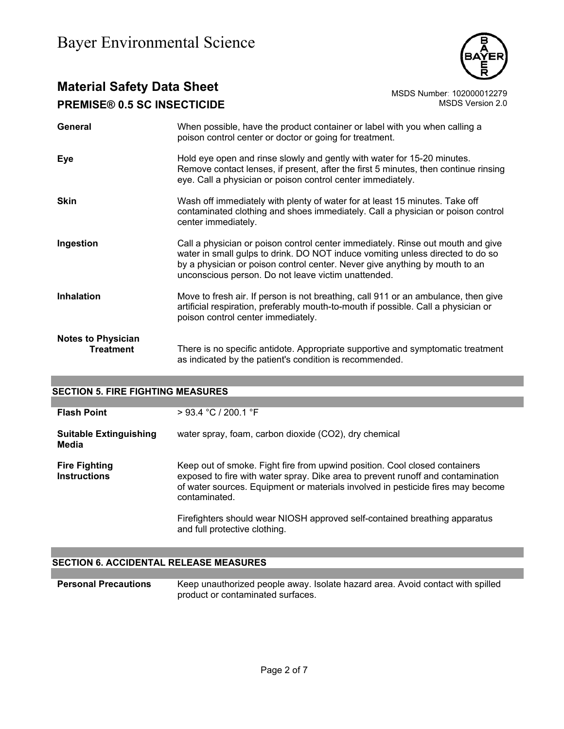| | |
|---|---|
| **General** | When possible, have the product container or label with you when calling a poison control center or doctor or going for treatment. |
| **Eye** | Hold eye open and rinse slowly and gently with water for 15-20 minutes. Remove contact lenses, if present, after the first 5 minutes, then continue rinsing eye. Call a physician or poison control center immediately. |
| **Skin** | Wash off immediately with plenty of water for at least 15 minutes. Take off contaminated clothing and shoes immediately. Call a physician or poison control center immediately. |
| **Ingestion** | Call a physician or poison control center immediately. Rinse out mouth and give water in small gulps to drink. DO NOT induce vomiting unless directed to do so by a physician or poison control center. Never give anything by mouth to an unconscious person. Do not leave victim unattended. |
| **Inhalation** | Move to fresh air. If person is not breathing, call 911 or an ambulance, then give artificial respiration, preferably mouth-to-mouth if possible. Call a physician or poison control center immediately. |
| **Notes to Physician Treatment** | There is no specific antidote. Appropriate supportive and symptomatic treatment as indicated by the patient's condition is recommended. |

## SECTION 5. FIRE FIGHTING MEASURES

| | |
|---|---|
| **Flash Point** | > 93.4 °C / 200.1 °F |
| **Suitable Extinguishing Media** | water spray, foam, carbon dioxide ($CO_2$), dry chemical |
| **Fire Fighting Instructions** | Keep out of smoke. Fight fire from upwind position. Cool closed containers exposed to fire with water spray. Dike area to prevent runoff and contamination of water sources. Equipment or materials involved in pesticide fires may become contaminated.<br><br>Firefighters should wear NIOSH approved self-contained breathing apparatus and full protective clothing. |

## SECTION 6. ACCIDENTAL RELEASE MEASURES

| | |
|---|---|
| **Personal Precautions** | Keep unauthorized people away. Isolate hazard area. Avoid contact with spilled product or contaminated surfaces. |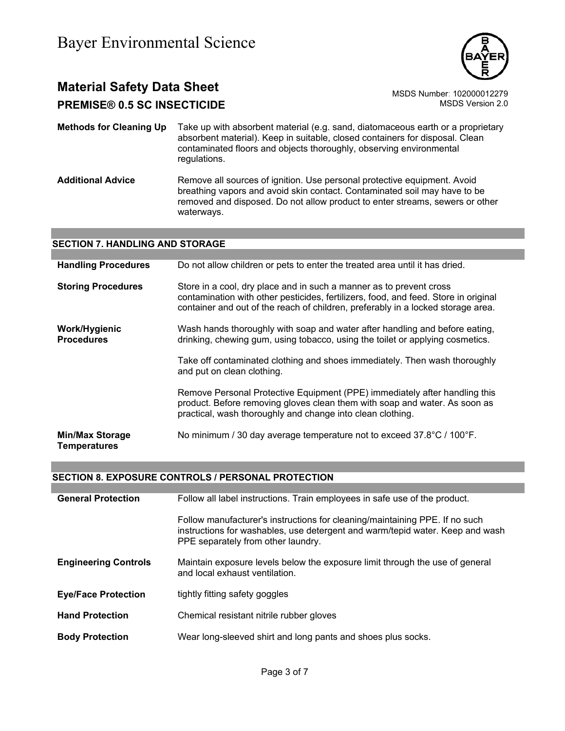**Methods for Cleaning Up** Take up with absorbent material (e.g. sand, diatomaceous earth or a proprietary absorbent material). Keep in suitable, closed containers for disposal. Clean contaminated floors and objects thoroughly, observing environmental regulations.

**Additional Advice** Remove all sources of ignition. Use personal protective equipment. Avoid breathing vapors and avoid skin contact. Contaminated soil may have to be removed and disposed. Do not allow product to enter streams, sewers or other waterways.

## SECTION 7. HANDLING AND STORAGE

**Handling Procedures** Do not allow children or pets to enter the treated area until it has dried.

**Storing Procedures** Store in a cool, dry place and in such a manner as to prevent cross contamination with other pesticides, fertilizers, food, and feed. Store in original container and out of the reach of children, preferably in a locked storage area.

**Work/Hygienic Procedures** Wash hands thoroughly with soap and water after handling and before eating, drinking, chewing gum, using tobacco, using the toilet or applying cosmetics.

Take off contaminated clothing and shoes immediately. Then wash thoroughly and put on clean clothing.

Remove Personal Protective Equipment (PPE) immediately after handling this product. Before removing gloves clean them with soap and water. As soon as practical, wash thoroughly and change into clean clothing.

**Min/Max Storage Temperatures** No minimum / 30 day average temperature not to exceed 37.8°C / 100°F.

## SECTION 8. EXPOSURE CONTROLS / PERSONAL PROTECTION

**General Protection** Follow all label instructions. Train employees in safe use of the product.

Follow manufacturer's instructions for cleaning/maintaining PPE. If no such instructions for washables, use detergent and warm/tepid water. Keep and wash PPE separately from other laundry.

**Engineering Controls** Maintain exposure levels below the exposure limit through the use of general and local exhaust ventilation.

**Eye/Face Protection** tightly fitting safety goggles

**Hand Protection** Chemical resistant nitrile rubber gloves

**Body Protection** Wear long-sleeved shirt and long pants and shoes plus socks.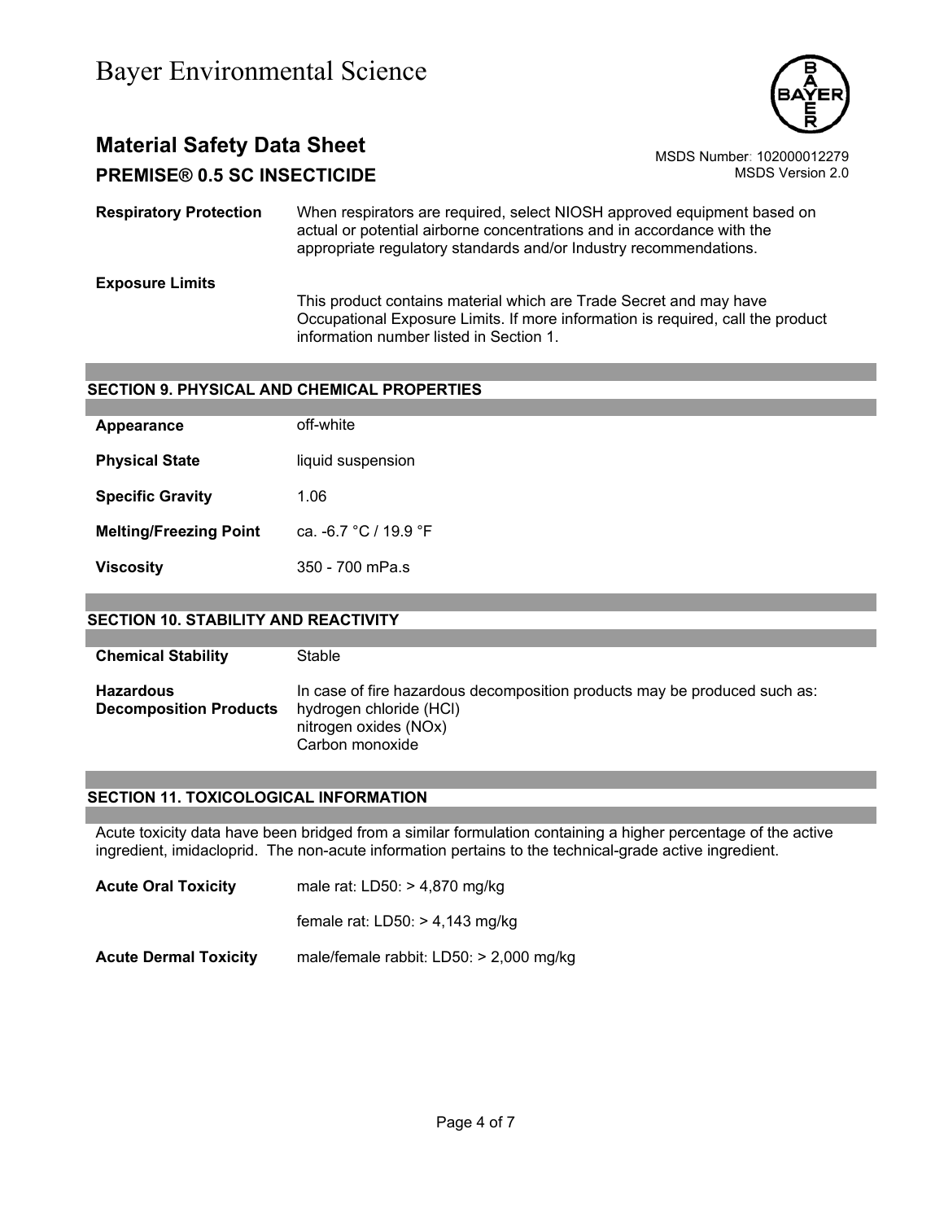| | |
|---|---|
| **Respiratory Protection** | When respirators are required, select NIOSH approved equipment based on actual or potential airborne concentrations and in accordance with the appropriate regulatory standards and/or Industry recommendations. |
| **Exposure Limits** | This product contains material which are Trade Secret and may have Occupational Exposure Limits. If more information is required, call the product information number listed in Section 1. |

## SECTION 9. PHYSICAL AND CHEMICAL PROPERTIES

| | |
|---|---|
| **Appearance** | off-white |
| **Physical State** | liquid suspension |
| **Specific Gravity** | 1.06 |
| **Melting/Freezing Point** | ca. -6.7 °C / 19.9 °F |
| **Viscosity** | 350 - 700 mPa.s |

## SECTION 10. STABILITY AND REACTIVITY

| | |
|---|---|
| **Chemical Stability** | Stable |
| **Hazardous Decomposition Products** | In case of fire hazardous decomposition products may be produced such as:<br>hydrogen chloride (HCl)<br>nitrogen oxides (NOx)<br>Carbon monoxide |

## SECTION 11. TOXICOLOGICAL INFORMATION

Acute toxicity data have been bridged from a similar formulation containing a higher percentage of the active ingredient, imidacloprid. The non-acute information pertains to the technical-grade active ingredient.

| | |
|---|---|
| **Acute Oral Toxicity** | male rat: LD50: > 4,870 mg/kg |
| | female rat: LD50: > 4,143 mg/kg |
| **Acute Dermal Toxicity** | male/female rabbit: LD50: > 2,000 mg/kg |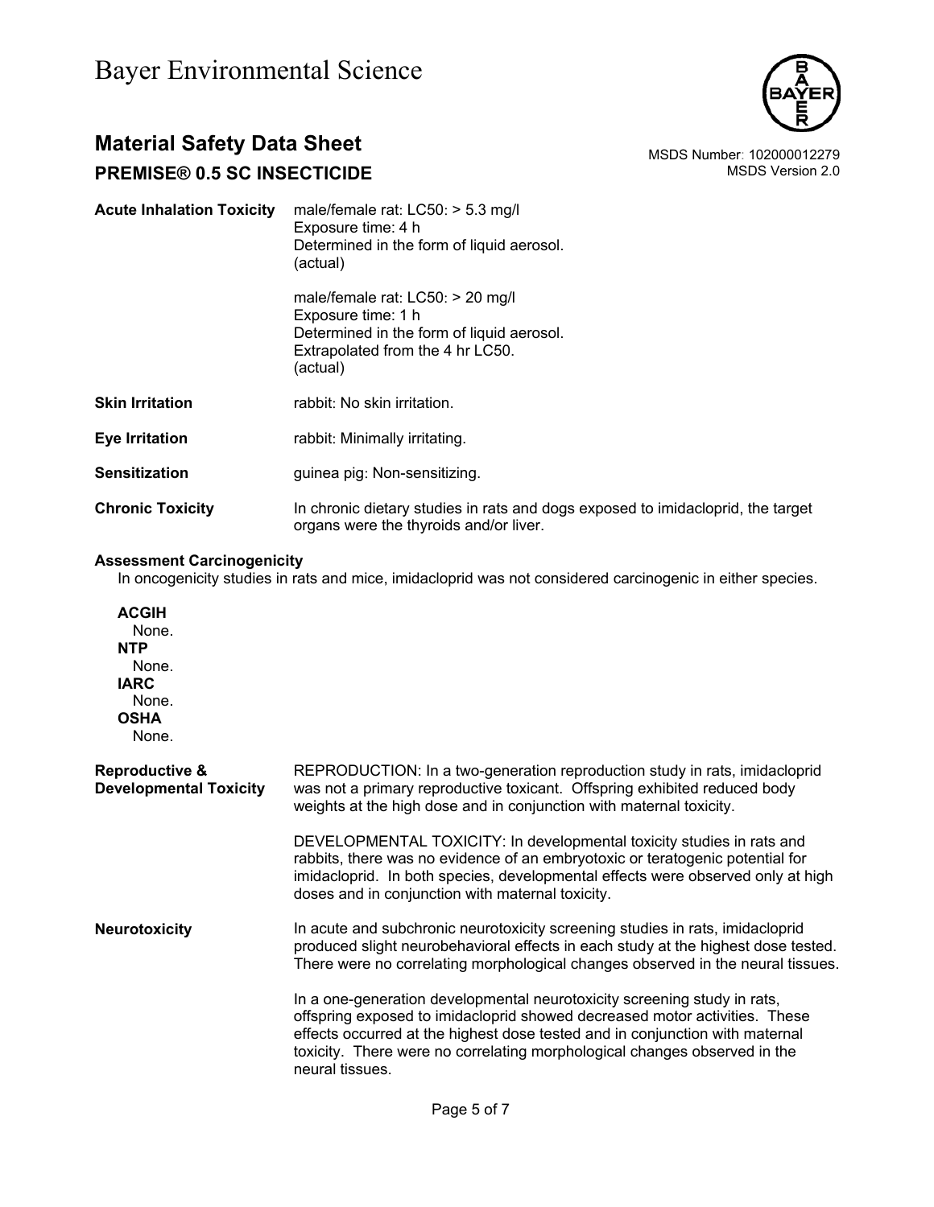| | |
|---|---|
| **Acute Inhalation Toxicity** | male/female rat: LC50: > 5.3 mg/l<br>Exposure time: 4 h<br>Determined in the form of liquid aerosol.<br>(actual)<br><br>male/female rat: LC50: > 20 mg/l<br>Exposure time: 1 h<br>Determined in the form of liquid aerosol.<br>Extrapolated from the 4 hr LC50.<br>(actual) |
| **Skin Irritation** | rabbit: No skin irritation. |
| **Eye Irritation** | rabbit: Minimally irritating. |
| **Sensitization** | guinea pig: Non-sensitizing. |
| **Chronic Toxicity** | In chronic dietary studies in rats and dogs exposed to imidacloprid, the target organs were the thyroids and/or liver. |

**Assessment Carcinogenicity**

In oncogenicity studies in rats and mice, imidacloprid was not considered carcinogenic in either species.

**ACGIH**
None.
**NTP**
None.
**IARC**
None.
**OSHA**
None.

| | |
|---|---|
| **Reproductive & Developmental Toxicity** | REPRODUCTION: In a two-generation reproduction study in rats, imidacloprid was not a primary reproductive toxicant. Offspring exhibited reduced body weights at the high dose and in conjunction with maternal toxicity.<br><br>DEVELOPMENTAL TOXICITY: In developmental toxicity studies in rats and rabbits, there was no evidence of an embryotoxic or teratogenic potential for imidacloprid. In both species, developmental effects were observed only at high doses and in conjunction with maternal toxicity. |
| **Neurotoxicity** | In acute and subchronic neurotoxicity screening studies in rats, imidacloprid produced slight neurobehavioral effects in each study at the highest dose tested. There were no correlating morphological changes observed in the neural tissues.<br><br>In a one-generation developmental neurotoxicity screening study in rats, offspring exposed to imidacloprid showed decreased motor activities. These effects occurred at the highest dose tested and in conjunction with maternal toxicity. There were no correlating morphological changes observed in the neural tissues. |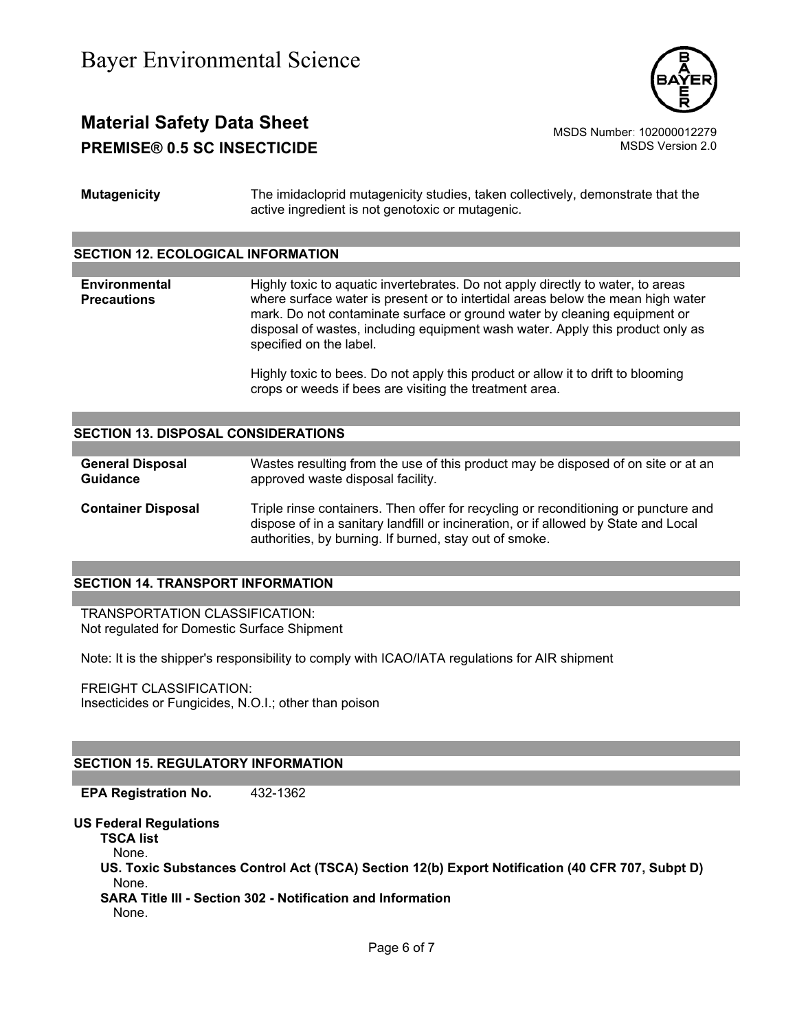**Mutagenicity** The imidacloprid mutagenicity studies, taken collectively, demonstrate that the active ingredient is not genotoxic or mutagenic.

## SECTION 12. ECOLOGICAL INFORMATION

**Environmental Precautions** Highly toxic to aquatic invertebrates. Do not apply directly to water, to areas where surface water is present or to intertidal areas below the mean high water mark. Do not contaminate surface or ground water by cleaning equipment or disposal of wastes, including equipment wash water. Apply this product only as specified on the label.

Highly toxic to bees. Do not apply this product or allow it to drift to blooming crops or weeds if bees are visiting the treatment area.

## SECTION 13. DISPOSAL CONSIDERATIONS

**General Disposal Guidance** Wastes resulting from the use of this product may be disposed of on site or at an approved waste disposal facility.

**Container Disposal** Triple rinse containers. Then offer for recycling or reconditioning or puncture and dispose of in a sanitary landfill or incineration, or if allowed by State and Local authorities, by burning. If burned, stay out of smoke.

## SECTION 14. TRANSPORT INFORMATION

TRANSPORTATION CLASSIFICATION:
Not regulated for Domestic Surface Shipment

Note: It is the shipper's responsibility to comply with ICAO/IATA regulations for AIR shipment

FREIGHT CLASSIFICATION:
Insecticides or Fungicides, N.O.I.; other than poison

## SECTION 15. REGULATORY INFORMATION

**EPA Registration No.** 432-1362

**US Federal Regulations**

**TSCA list**
None.

**US. Toxic Substances Control Act (TSCA) Section 12(b) Export Notification (40 CFR 707, Subpt D)**
None.

**SARA Title III - Section 302 - Notification and Information**
None.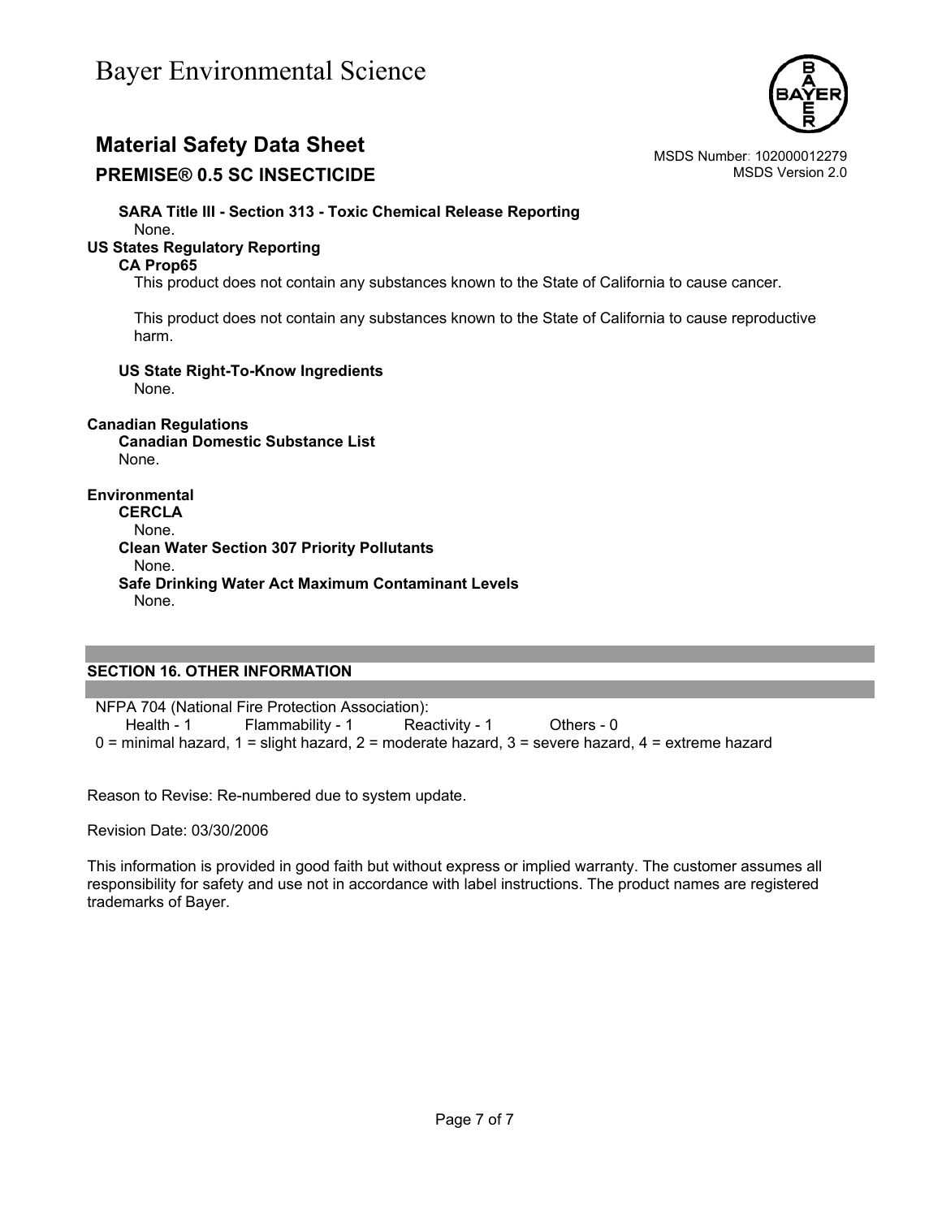**SARA Title III - Section 313 - Toxic Chemical Release Reporting**

None.

**US States Regulatory Reporting**

**CA Prop65**

This product does not contain any substances known to the State of California to cause cancer.

This product does not contain any substances known to the State of California to cause reproductive harm.

**US State Right-To-Know Ingredients**

None.

**Canadian Regulations**

**Canadian Domestic Substance List**

None.

**Environmental**

**CERCLA**

None.

**Clean Water Section 307 Priority Pollutants**

None.

**Safe Drinking Water Act Maximum Contaminant Levels**

None.

## SECTION 16. OTHER INFORMATION

NFPA 704 (National Fire Protection Association):

Health - 1 Flammability - 1 Reactivity - 1 Others - 0

0 = minimal hazard, 1 = slight hazard, 2 = moderate hazard, 3 = severe hazard, 4 = extreme hazard

Reason to Revise: Re-numbered due to system update.

Revision Date: 03/30/2006

This information is provided in good faith but without express or implied warranty. The customer assumes all responsibility for safety and use not in accordance with label instructions. The product names are registered trademarks of Bayer.